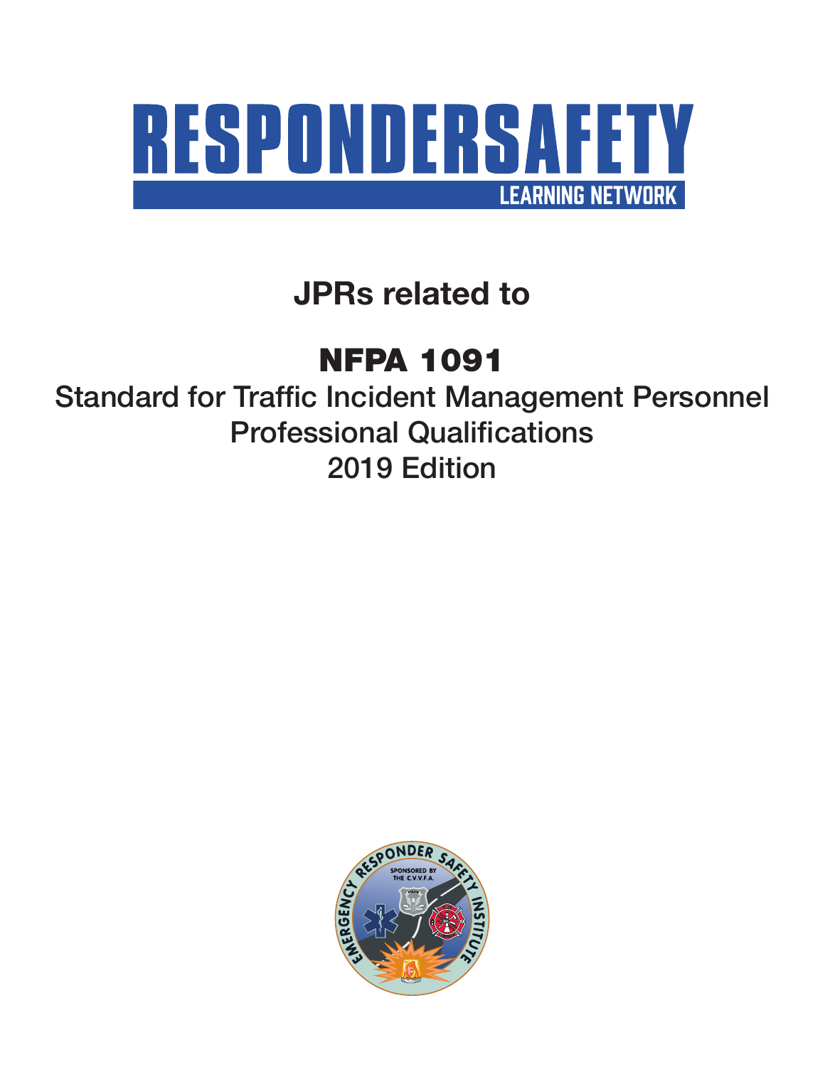# RESPONDERSAFETY

LEARNING NETWORK

## JPRs related to

# NFPA 1091

Standard for Traffic Incident Management Personnel Professional Qualifications
2019 Edition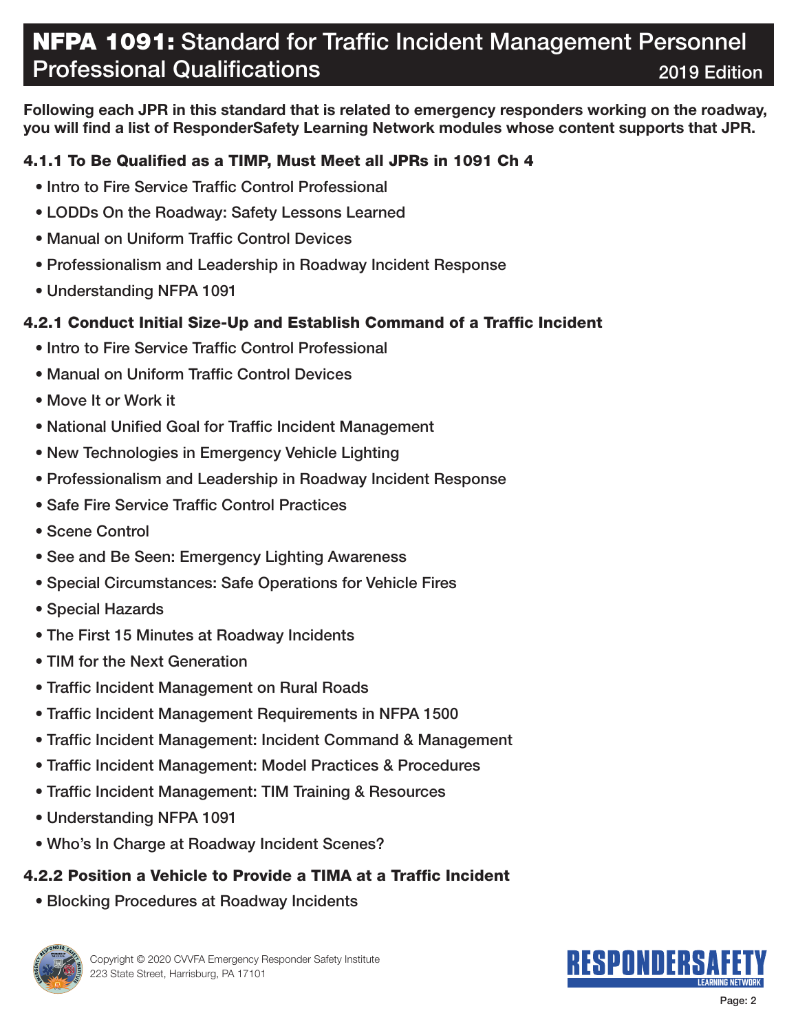# NFPA 1091: Standard for Traffic Incident Management Personnel Professional Qualifications

2019 Edition

**Following each JPR in this standard that is related to emergency responders working on the roadway, you will find a list of ResponderSafety Learning Network modules whose content supports that JPR.**

### 4.1.1 To Be Qualified as a TIMP, Must Meet all JPRs in 1091 Ch 4

- Intro to Fire Service Traffic Control Professional
- LODDs On the Roadway: Safety Lessons Learned
- Manual on Uniform Traffic Control Devices
- Professionalism and Leadership in Roadway Incident Response
- Understanding NFPA 1091

### 4.2.1 Conduct Initial Size-Up and Establish Command of a Traffic Incident

- Intro to Fire Service Traffic Control Professional
- Manual on Uniform Traffic Control Devices
- Move It or Work it
- National Unified Goal for Traffic Incident Management
- New Technologies in Emergency Vehicle Lighting
- Professionalism and Leadership in Roadway Incident Response
- Safe Fire Service Traffic Control Practices
- Scene Control
- See and Be Seen: Emergency Lighting Awareness
- Special Circumstances: Safe Operations for Vehicle Fires
- Special Hazards
- The First 15 Minutes at Roadway Incidents
- TIM for the Next Generation
- Traffic Incident Management on Rural Roads
- Traffic Incident Management Requirements in NFPA 1500
- Traffic Incident Management: Incident Command & Management
- Traffic Incident Management: Model Practices & Procedures
- Traffic Incident Management: TIM Training & Resources
- Understanding NFPA 1091
- Who's In Charge at Roadway Incident Scenes?

### 4.2.2 Position a Vehicle to Provide a TIMA at a Traffic Incident

- Blocking Procedures at Roadway Incidents

Copyright © 2020 CVVFA Emergency Responder Safety Institute
223 State Street, Harrisburg, PA 17101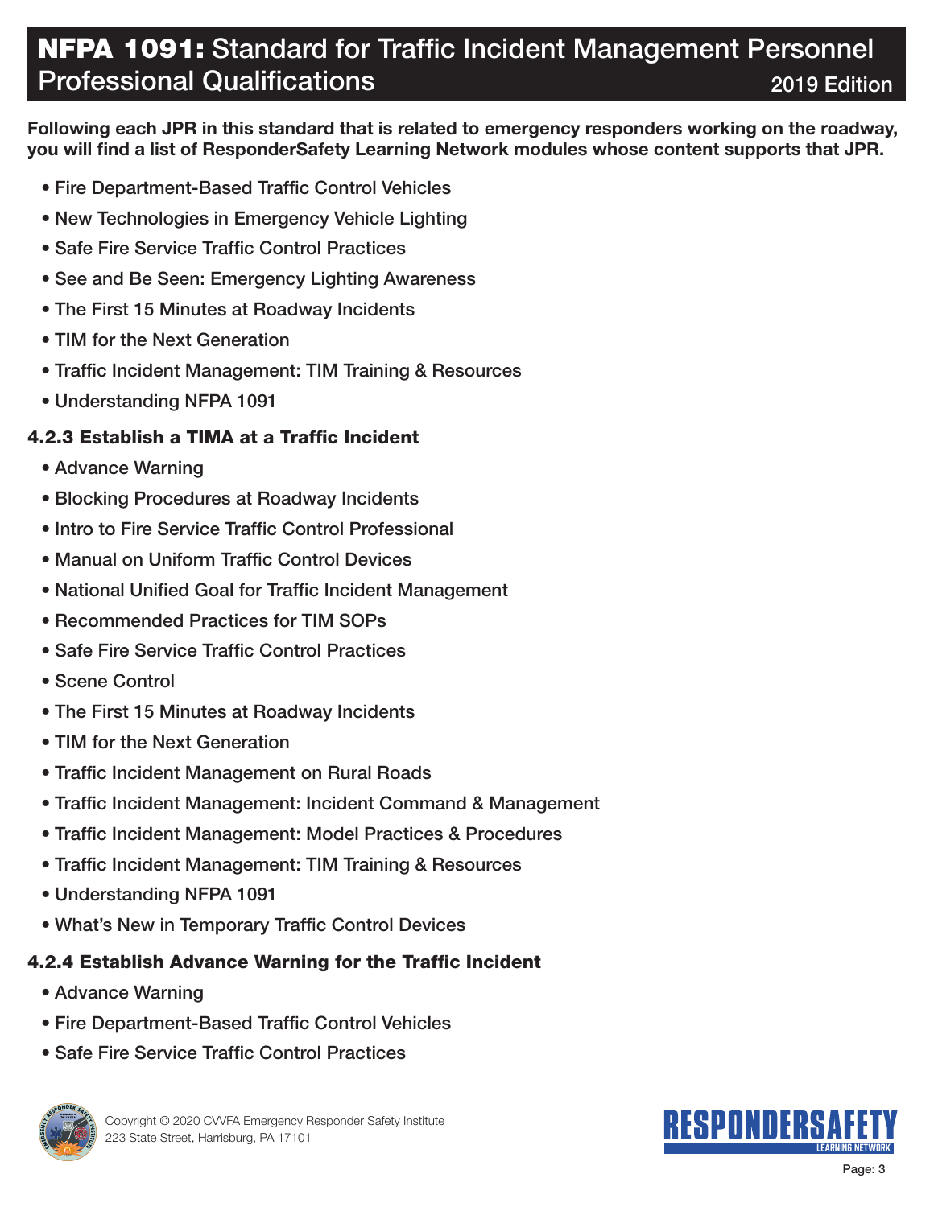# **NFPA 1091:** Standard for Traffic Incident Management Personnel Professional Qualifications 2019 Edition

**Following each JPR in this standard that is related to emergency responders working on the roadway, you will find a list of ResponderSafety Learning Network modules whose content supports that JPR.**

- Fire Department-Based Traffic Control Vehicles
- New Technologies in Emergency Vehicle Lighting
- Safe Fire Service Traffic Control Practices
- See and Be Seen: Emergency Lighting Awareness
- The First 15 Minutes at Roadway Incidents
- TIM for the Next Generation
- Traffic Incident Management: TIM Training & Resources
- Understanding NFPA 1091

### 4.2.3 Establish a TIMA at a Traffic Incident

- Advance Warning
- Blocking Procedures at Roadway Incidents
- Intro to Fire Service Traffic Control Professional
- Manual on Uniform Traffic Control Devices
- National Unified Goal for Traffic Incident Management
- Recommended Practices for TIM SOPs
- Safe Fire Service Traffic Control Practices
- Scene Control
- The First 15 Minutes at Roadway Incidents
- TIM for the Next Generation
- Traffic Incident Management on Rural Roads
- Traffic Incident Management: Incident Command & Management
- Traffic Incident Management: Model Practices & Procedures
- Traffic Incident Management: TIM Training & Resources
- Understanding NFPA 1091
- What's New in Temporary Traffic Control Devices

### 4.2.4 Establish Advance Warning for the Traffic Incident

- Advance Warning
- Fire Department-Based Traffic Control Vehicles
- Safe Fire Service Traffic Control Practices

Copyright © 2020 CVVFA Emergency Responder Safety Institute
223 State Street, Harrisburg, PA 17101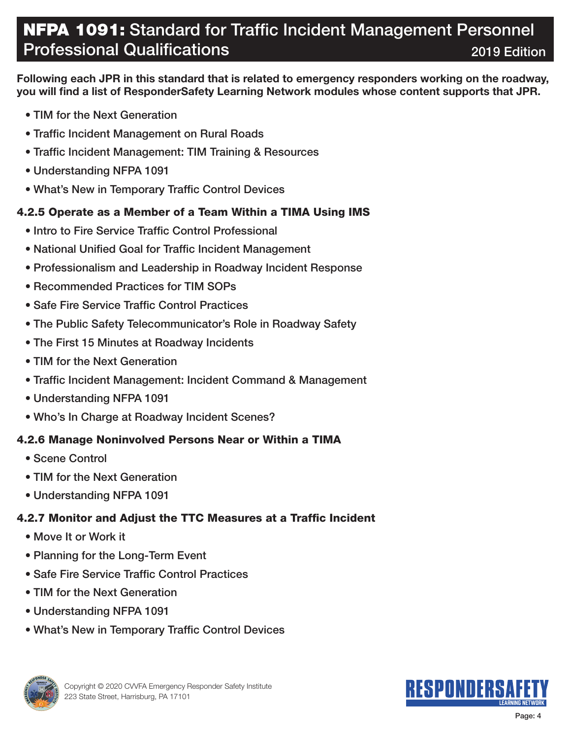**Following each JPR in this standard that is related to emergency responders working on the roadway, you will find a list of ResponderSafety Learning Network modules whose content supports that JPR.**

- TIM for the Next Generation
- Traffic Incident Management on Rural Roads
- Traffic Incident Management: TIM Training & Resources
- Understanding NFPA 1091
- What's New in Temporary Traffic Control Devices

### 4.2.5 Operate as a Member of a Team Within a TIMA Using IMS

- Intro to Fire Service Traffic Control Professional
- National Unified Goal for Traffic Incident Management
- Professionalism and Leadership in Roadway Incident Response
- Recommended Practices for TIM SOPs
- Safe Fire Service Traffic Control Practices
- The Public Safety Telecommunicator's Role in Roadway Safety
- The First 15 Minutes at Roadway Incidents
- TIM for the Next Generation
- Traffic Incident Management: Incident Command & Management
- Understanding NFPA 1091
- Who's In Charge at Roadway Incident Scenes?

### 4.2.6 Manage Noninvolved Persons Near or Within a TIMA

- Scene Control
- TIM for the Next Generation
- Understanding NFPA 1091

### 4.2.7 Monitor and Adjust the TTC Measures at a Traffic Incident

- Move It or Work it
- Planning for the Long-Term Event
- Safe Fire Service Traffic Control Practices
- TIM for the Next Generation
- Understanding NFPA 1091
- What's New in Temporary Traffic Control Devices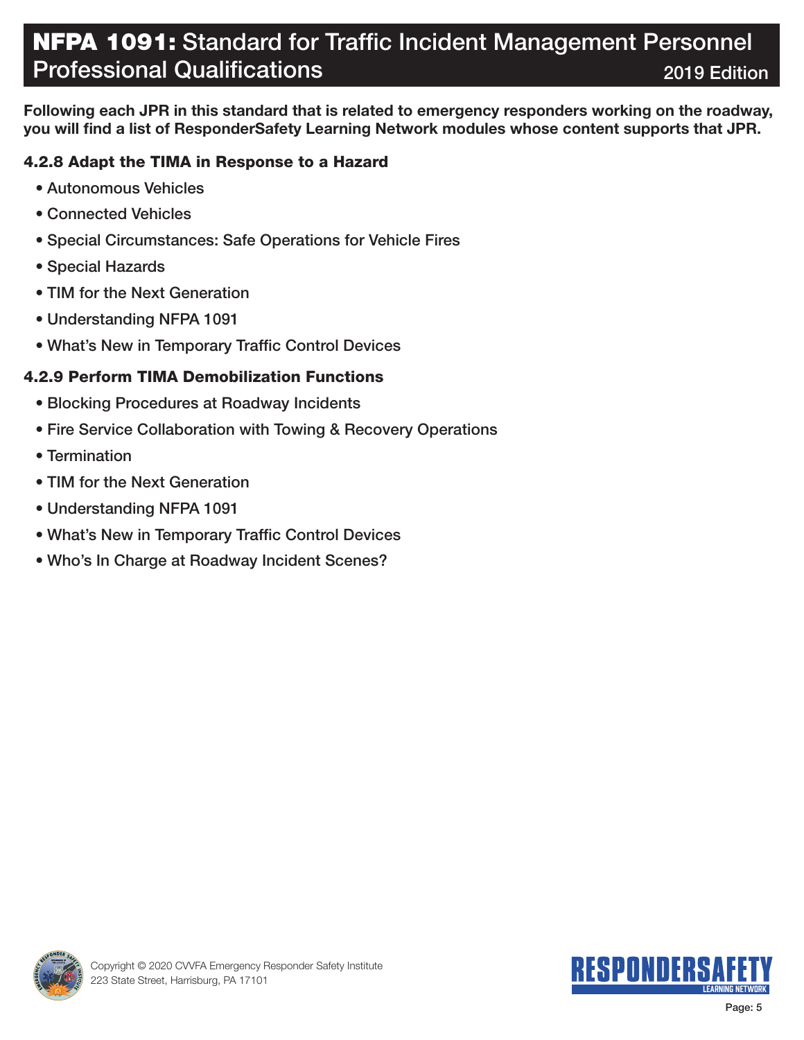# NFPA 1091: Standard for Traffic Incident Management Personnel Professional Qualifications 2019 Edition

**Following each JPR in this standard that is related to emergency responders working on the roadway, you will find a list of ResponderSafety Learning Network modules whose content supports that JPR.**

### 4.2.8 Adapt the TIMA in Response to a Hazard

- Autonomous Vehicles
- Connected Vehicles
- Special Circumstances: Safe Operations for Vehicle Fires
- Special Hazards
- TIM for the Next Generation
- Understanding NFPA 1091
- What's New in Temporary Traffic Control Devices

### 4.2.9 Perform TIMA Demobilization Functions

- Blocking Procedures at Roadway Incidents
- Fire Service Collaboration with Towing & Recovery Operations
- Termination
- TIM for the Next Generation
- Understanding NFPA 1091
- What's New in Temporary Traffic Control Devices
- Who's In Charge at Roadway Incident Scenes?

Copyright © 2020 CVVFA Emergency Responder Safety Institute
223 State Street, Harrisburg, PA 17101